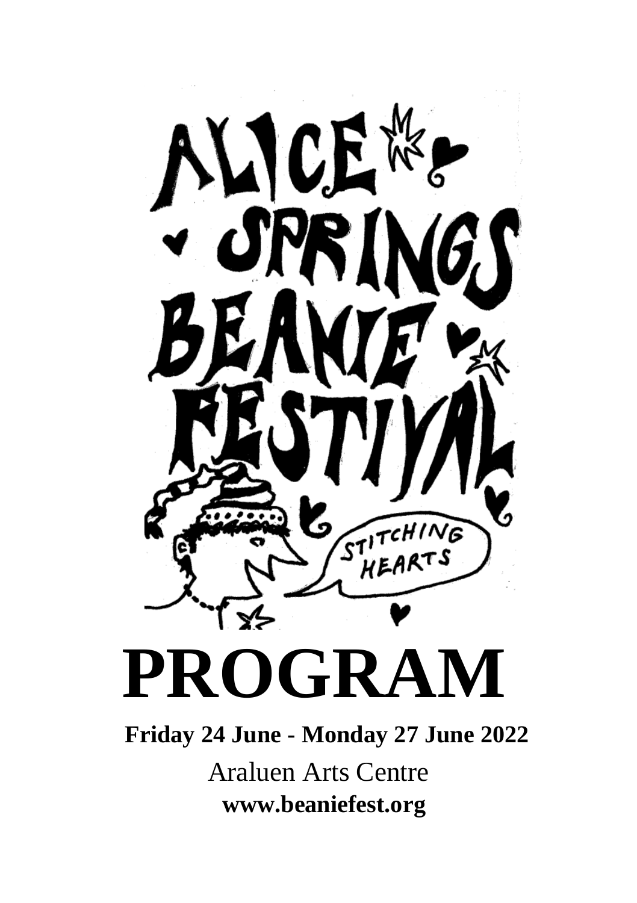ALICE SPRINGS BEANIE FESTIVAL

STITCHING HEARTS

# PROGRAM

**Friday 24 June - Monday 27 June 2022**

Araluen Arts Centre

**www.beaniefest.org**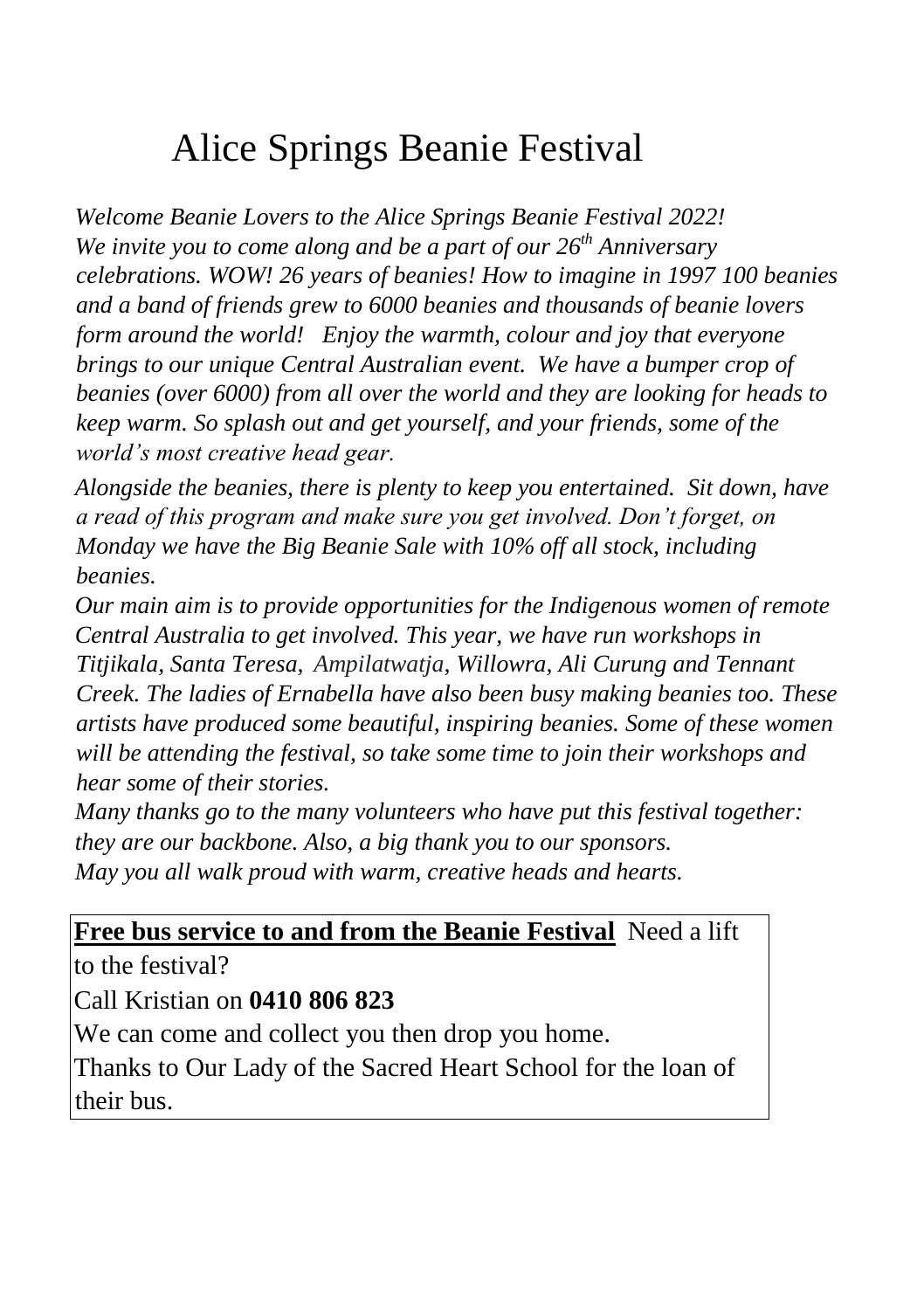# Alice Springs Beanie Festival

*Welcome Beanie Lovers to the Alice Springs Beanie Festival 2022! We invite you to come along and be a part of our 26th Anniversary celebrations. WOW! 26 years of beanies! How to imagine in 1997 100 beanies and a band of friends grew to 6000 beanies and thousands of beanie lovers form around the world! Enjoy the warmth, colour and joy that everyone brings to our unique Central Australian event. We have a bumper crop of beanies (over 6000) from all over the world and they are looking for heads to keep warm. So splash out and get yourself, and your friends, some of the world's most creative head gear.*

*Alongside the beanies, there is plenty to keep you entertained. Sit down, have a read of this program and make sure you get involved. Don't forget, on Monday we have the Big Beanie Sale with 10% off all stock, including beanies.*

*Our main aim is to provide opportunities for the Indigenous women of remote Central Australia to get involved. This year, we have run workshops in Titjikala, Santa Teresa, Ampilatwatja, Willowra, Ali Curung and Tennant Creek. The ladies of Ernabella have also been busy making beanies too. These artists have produced some beautiful, inspiring beanies. Some of these women will be attending the festival, so take some time to join their workshops and hear some of their stories.*

*Many thanks go to the many volunteers who have put this festival together: they are our backbone. Also, a big thank you to our sponsors.*

*May you all walk proud with warm, creative heads and hearts.*

**Free bus service to and from the Beanie Festival** Need a lift to the festival?

Call Kristian on **0410 806 823**

We can come and collect you then drop you home.

Thanks to Our Lady of the Sacred Heart School for the loan of their bus.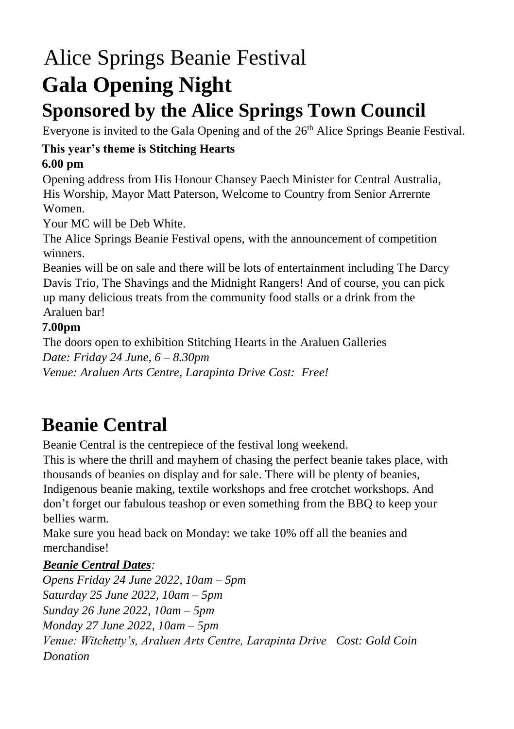# Alice Springs Beanie Festival

# **Gala Opening Night**

## **Sponsored by the Alice Springs Town Council**

Everyone is invited to the Gala Opening and of the 26th Alice Springs Beanie Festival.

**This year's theme is Stitching Hearts**

**6.00 pm**

Opening address from His Honour Chansey Paech Minister for Central Australia, His Worship, Mayor Matt Paterson, Welcome to Country from Senior Arrernte Women.

Your MC will be Deb White.

The Alice Springs Beanie Festival opens, with the announcement of competition winners.

Beanies will be on sale and there will be lots of entertainment including The Darcy Davis Trio, The Shavings and the Midnight Rangers! And of course, you can pick up many delicious treats from the community food stalls or a drink from the Araluen bar!

**7.00pm**

The doors open to exhibition Stitching Hearts in the Araluen Galleries

*Date: Friday 24 June, 6 – 8.30pm*

*Venue: Araluen Arts Centre, Larapinta Drive Cost: Free!*

# **Beanie Central**

Beanie Central is the centrepiece of the festival long weekend.

This is where the thrill and mayhem of chasing the perfect beanie takes place, with thousands of beanies on display and for sale. There will be plenty of beanies, Indigenous beanie making, textile workshops and free crotchet workshops. And don't forget our fabulous teashop or even something from the BBQ to keep your bellies warm.

Make sure you head back on Monday: we take 10% off all the beanies and merchandise!

***Beanie Central Dates**:*

*Opens Friday 24 June 2022, 10am – 5pm*

*Saturday 25 June 2022, 10am – 5pm*

*Sunday 26 June 2022, 10am – 5pm*

*Monday 27 June 2022, 10am – 5pm*

*Venue: Witchetty's, Araluen Arts Centre, Larapinta Drive Cost: Gold Coin Donation*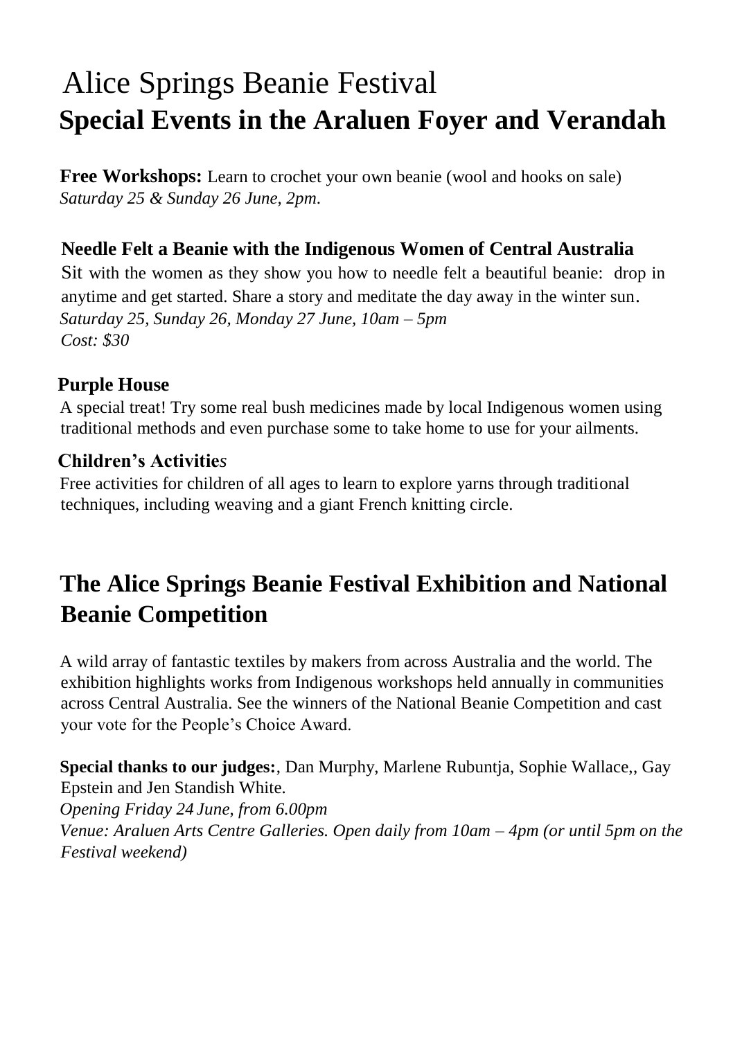# Alice Springs Beanie Festival

## Special Events in the Araluen Foyer and Verandah

**Free Workshops:** Learn to crochet your own beanie (wool and hooks on sale)
*Saturday 25 & Sunday 26 June, 2pm.*

### Needle Felt a Beanie with the Indigenous Women of Central Australia

Sit with the women as they show you how to needle felt a beautiful beanie: drop in anytime and get started. Share a story and meditate the day away in the winter sun.
*Saturday 25, Sunday 26, Monday 27 June, 10am – 5pm*
*Cost: $30*

### Purple House

A special treat! Try some real bush medicines made by local Indigenous women using traditional methods and even purchase some to take home to use for your ailments.

### Children's Activities

Free activities for children of all ages to learn to explore yarns through traditional techniques, including weaving and a giant French knitting circle.

## The Alice Springs Beanie Festival Exhibition and National Beanie Competition

A wild array of fantastic textiles by makers from across Australia and the world. The exhibition highlights works from Indigenous workshops held annually in communities across Central Australia. See the winners of the National Beanie Competition and cast your vote for the People's Choice Award.

**Special thanks to our judges:**, Dan Murphy, Marlene Rubuntja, Sophie Wallace,, Gay Epstein and Jen Standish White.
*Opening Friday 24 June, from 6.00pm*
*Venue: Araluen Arts Centre Galleries. Open daily from 10am – 4pm (or until 5pm on the Festival weekend)*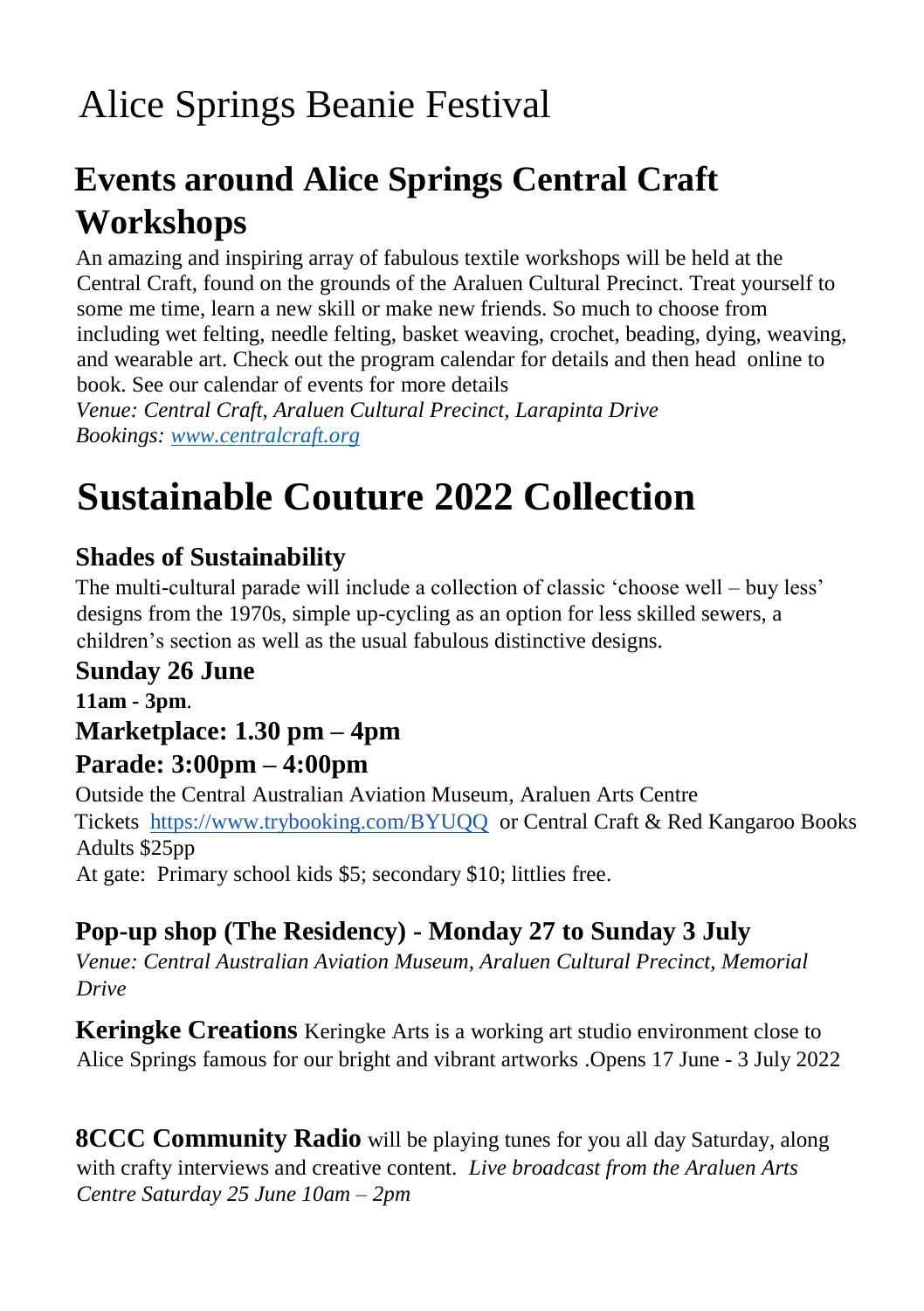# Alice Springs Beanie Festival

## Events around Alice Springs Central Craft Workshops

An amazing and inspiring array of fabulous textile workshops will be held at the Central Craft, found on the grounds of the Araluen Cultural Precinct. Treat yourself to some me time, learn a new skill or make new friends. So much to choose from including wet felting, needle felting, basket weaving, crochet, beading, dying, weaving, and wearable art. Check out the program calendar for details and then head online to book. See our calendar of events for more details

*Venue: Central Craft, Araluen Cultural Precinct, Larapinta Drive*

*Bookings: [www.centralcraft.org](www.centralcraft.org)*

# Sustainable Couture 2022 Collection

### Shades of Sustainability

The multi-cultural parade will include a collection of classic 'choose well – buy less' designs from the 1970s, simple up-cycling as an option for less skilled sewers, a children's section as well as the usual fabulous distinctive designs.

### Sunday 26 June

**11am - 3pm**.

### Marketplace: 1.30 pm – 4pm

### Parade: 3:00pm – 4:00pm

Outside the Central Australian Aviation Museum, Araluen Arts Centre

Tickets [https://www.trybooking.com/BYUQQ](https://www.trybooking.com/BYUQQ) or Central Craft & Red Kangaroo Books

Adults $25pp

At gate: Primary school kids $5; secondary $10; littlies free.

### Pop-up shop (The Residency) - Monday 27 to Sunday 3 July

*Venue: Central Australian Aviation Museum, Araluen Cultural Precinct, Memorial Drive*

**Keringke Creations** Keringke Arts is a working art studio environment close to Alice Springs famous for our bright and vibrant artworks .Opens 17 June - 3 July 2022

**8CCC Community Radio** will be playing tunes for you all day Saturday, along with crafty interviews and creative content. *Live broadcast from the Araluen Arts Centre Saturday 25 June 10am – 2pm*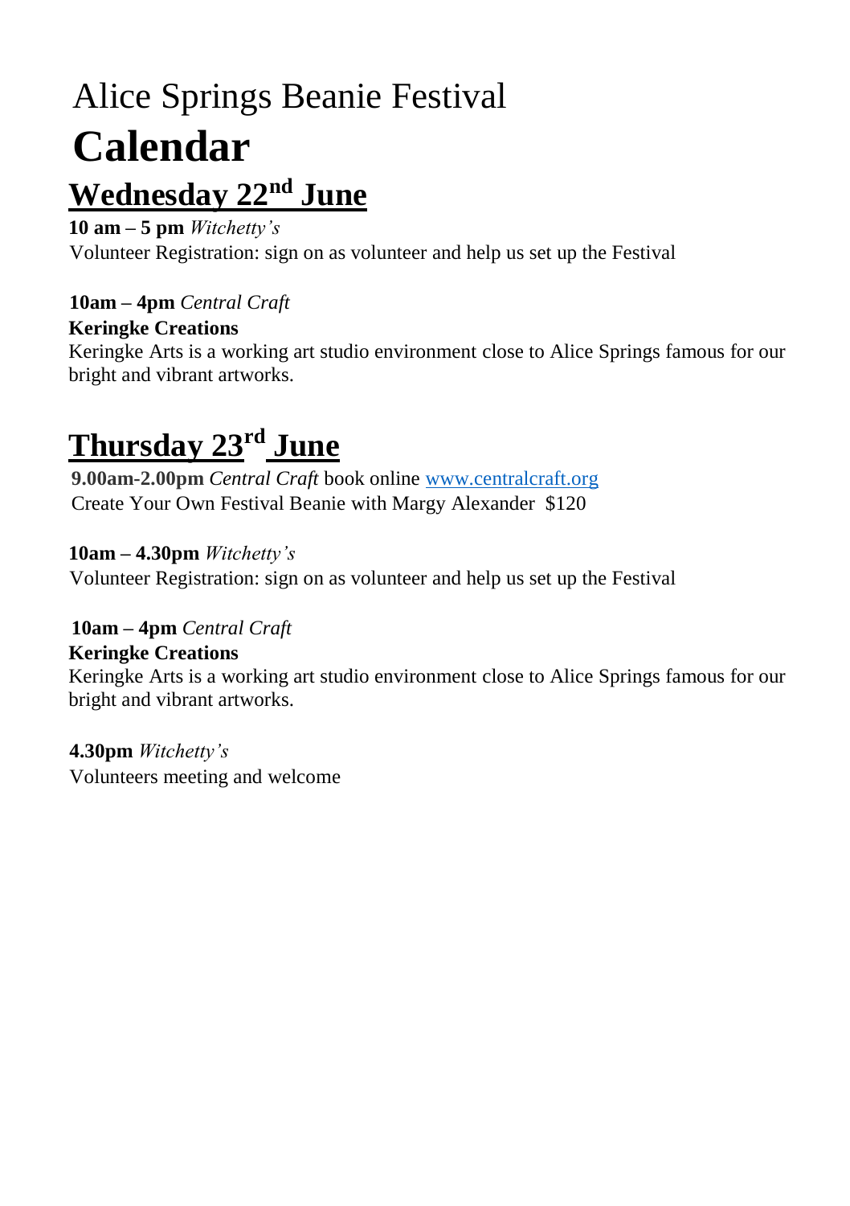# Alice Springs Beanie Festival

# **Calendar**

## Wednesday 22nd June

**10 am – 5 pm** *Witchetty's*
Volunteer Registration: sign on as volunteer and help us set up the Festival

**10am – 4pm** *Central Craft*
**Keringke Creations**
Keringke Arts is a working art studio environment close to Alice Springs famous for our bright and vibrant artworks.

## Thursday 23rd June

**9.00am-2.00pm** *Central Craft* book online [www.centralcraft.org](www.centralcraft.org)
Create Your Own Festival Beanie with Margy Alexander $120

**10am – 4.30pm** *Witchetty's*
Volunteer Registration: sign on as volunteer and help us set up the Festival

**10am – 4pm** *Central Craft*
**Keringke Creations**
Keringke Arts is a working art studio environment close to Alice Springs famous for our bright and vibrant artworks.

**4.30pm** *Witchetty's*
Volunteers meeting and welcome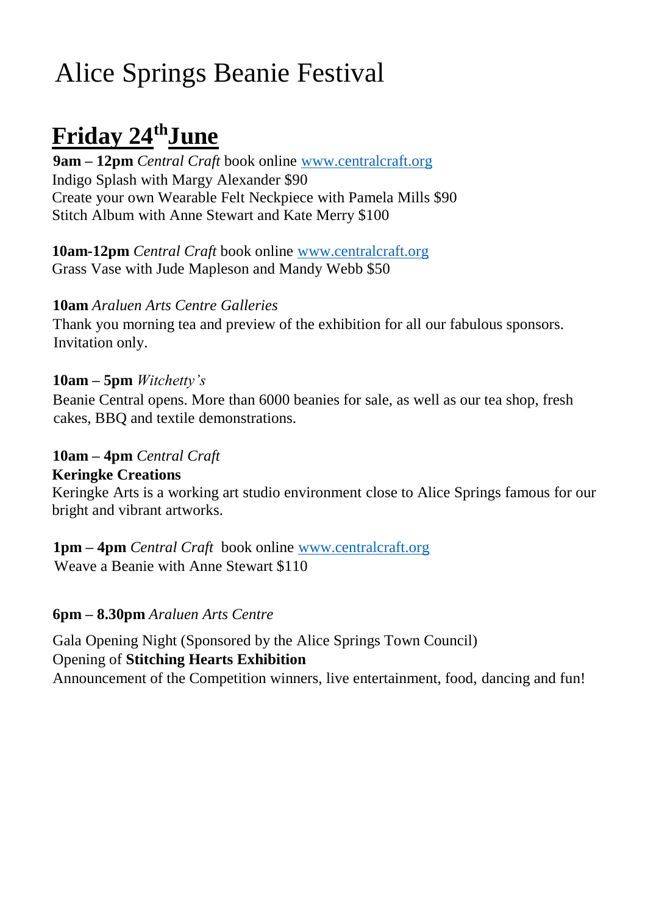# Alice Springs Beanie Festival

## Friday 24th June

**9am – 12pm** *Central Craft* book online www.centralcraft.org
Indigo Splash with Margy Alexander $90
Create your own Wearable Felt Neckpiece with Pamela Mills $90
Stitch Album with Anne Stewart and Kate Merry $100

**10am-12pm** *Central Craft* book online www.centralcraft.org
Grass Vase with Jude Mapleson and Mandy Webb $50

**10am** *Araluen Arts Centre Galleries*
Thank you morning tea and preview of the exhibition for all our fabulous sponsors. Invitation only.

**10am – 5pm** *Witchetty's*
Beanie Central opens. More than 6000 beanies for sale, as well as our tea shop, fresh cakes, BBQ and textile demonstrations.

**10am – 4pm** *Central Craft*
**Keringke Creations**
Keringke Arts is a working art studio environment close to Alice Springs famous for our bright and vibrant artworks.

**1pm – 4pm** *Central Craft* book online www.centralcraft.org
Weave a Beanie with Anne Stewart $110

**6pm – 8.30pm** *Araluen Arts Centre*

Gala Opening Night (Sponsored by the Alice Springs Town Council)
Opening of **Stitching Hearts Exhibition**
Announcement of the Competition winners, live entertainment, food, dancing and fun!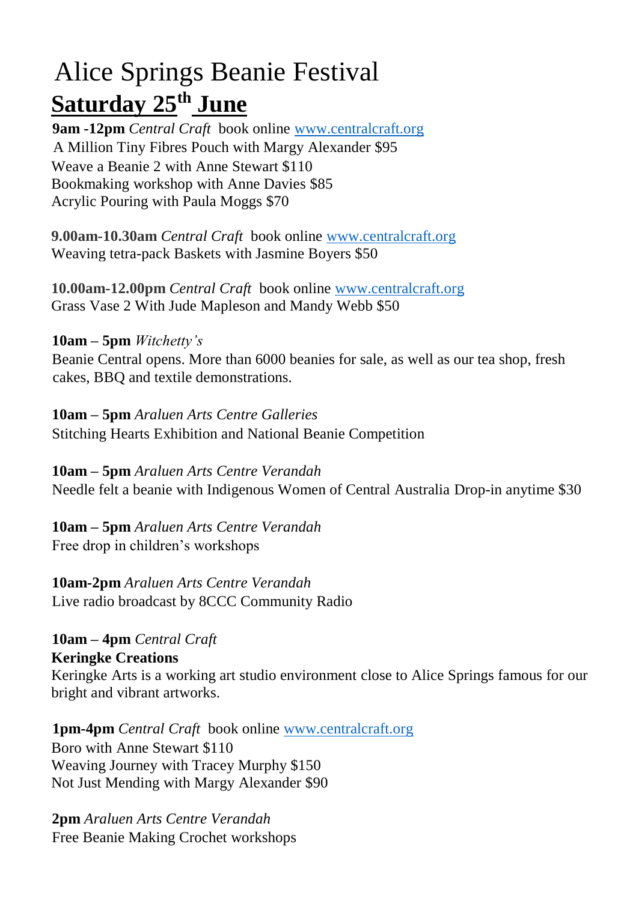# Alice Springs Beanie Festival

## Saturday 25th June

**9am -12pm** *Central Craft* book online www.centralcraft.org
A Million Tiny Fibres Pouch with Margy Alexander $95
Weave a Beanie 2 with Anne Stewart $110
Bookmaking workshop with Anne Davies $85
Acrylic Pouring with Paula Moggs $70

**9.00am-10.30am** *Central Craft* book online www.centralcraft.org
Weaving tetra-pack Baskets with Jasmine Boyers $50

**10.00am-12.00pm** *Central Craft* book online www.centralcraft.org
Grass Vase 2 With Jude Mapleson and Mandy Webb $50

**10am – 5pm** *Witchetty's*
Beanie Central opens. More than 6000 beanies for sale, as well as our tea shop, fresh cakes, BBQ and textile demonstrations.

**10am – 5pm** *Araluen Arts Centre Galleries*
Stitching Hearts Exhibition and National Beanie Competition

**10am – 5pm** *Araluen Arts Centre Verandah*
Needle felt a beanie with Indigenous Women of Central Australia Drop-in anytime $30

**10am – 5pm** *Araluen Arts Centre Verandah*
Free drop in children's workshops

**10am-2pm** *Araluen Arts Centre Verandah*
Live radio broadcast by 8CCC Community Radio

**10am – 4pm** *Central Craft*
**Keringke Creations**
Keringke Arts is a working art studio environment close to Alice Springs famous for our bright and vibrant artworks.

**1pm-4pm** *Central Craft* book online www.centralcraft.org
Boro with Anne Stewart $110
Weaving Journey with Tracey Murphy $150
Not Just Mending with Margy Alexander $90

**2pm** *Araluen Arts Centre Verandah*
Free Beanie Making Crochet workshops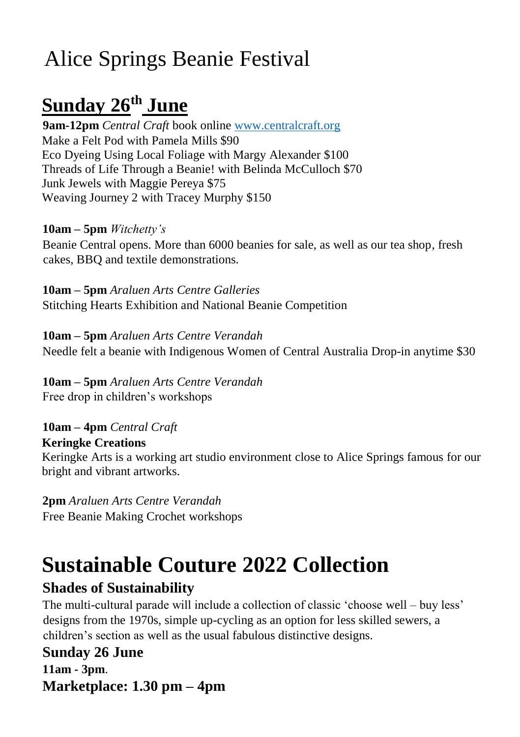# Alice Springs Beanie Festival

## Sunday 26th June

**9am-12pm** *Central Craft* book online [www.centralcraft.org](http://www.centralcraft.org)
Make a Felt Pod with Pamela Mills $90
Eco Dyeing Using Local Foliage with Margy Alexander $100
Threads of Life Through a Beanie! with Belinda McCulloch $70
Junk Jewels with Maggie Pereya $75
Weaving Journey 2 with Tracey Murphy $150

**10am – 5pm** *Witchetty's*
Beanie Central opens. More than 6000 beanies for sale, as well as our tea shop, fresh cakes, BBQ and textile demonstrations.

**10am – 5pm** *Araluen Arts Centre Galleries*
Stitching Hearts Exhibition and National Beanie Competition

**10am – 5pm** *Araluen Arts Centre Verandah*
Needle felt a beanie with Indigenous Women of Central Australia Drop-in anytime $30

**10am – 5pm** *Araluen Arts Centre Verandah*
Free drop in children's workshops

**10am – 4pm** *Central Craft*
**Keringke Creations**
Keringke Arts is a working art studio environment close to Alice Springs famous for our bright and vibrant artworks.

**2pm** *Araluen Arts Centre Verandah*
Free Beanie Making Crochet workshops

# Sustainable Couture 2022 Collection

### Shades of Sustainability

The multi-cultural parade will include a collection of classic 'choose well – buy less' designs from the 1970s, simple up-cycling as an option for less skilled sewers, a children's section as well as the usual fabulous distinctive designs.

**Sunday 26 June**
**11am - 3pm**.
**Marketplace: 1.30 pm – 4pm**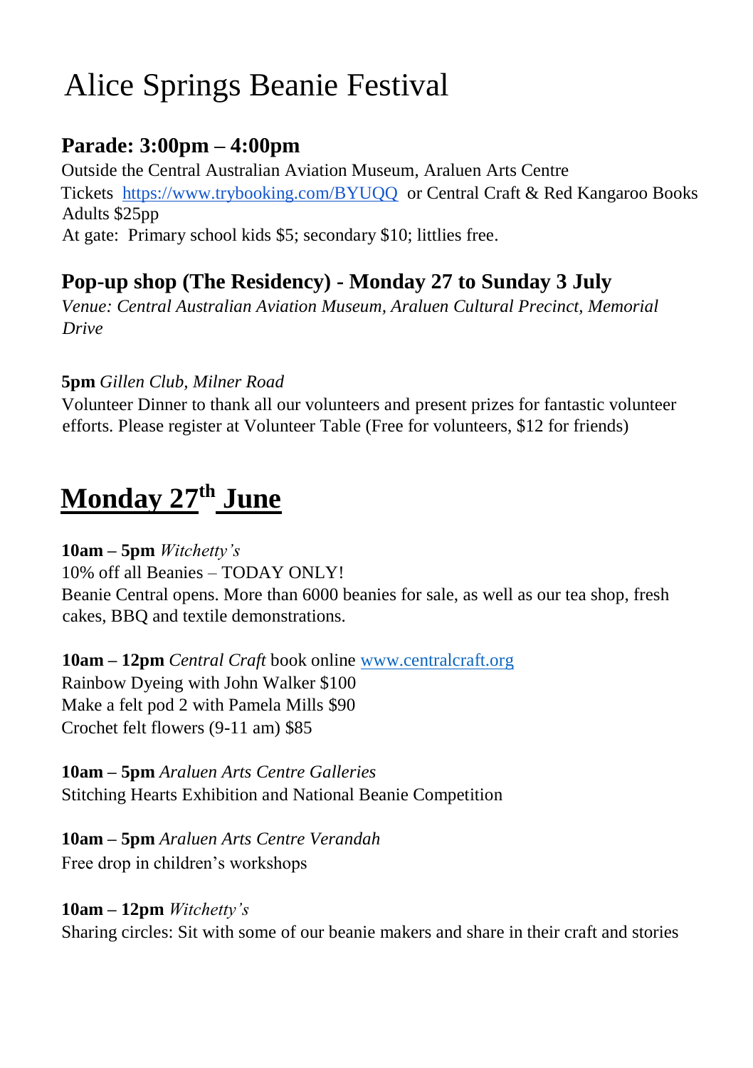# Alice Springs Beanie Festival

## Parade: 3:00pm – 4:00pm

Outside the Central Australian Aviation Museum, Araluen Arts Centre
Tickets [https://www.trybooking.com/BYUQQ](https://www.trybooking.com/BYUQQ) or Central Craft & Red Kangaroo Books
Adults $25pp
At gate: Primary school kids $5; secondary $10; littlies free.

## Pop-up shop (The Residency) - Monday 27 to Sunday 3 July

*Venue: Central Australian Aviation Museum, Araluen Cultural Precinct, Memorial Drive*

**5pm** *Gillen Club, Milner Road*
Volunteer Dinner to thank all our volunteers and present prizes for fantastic volunteer efforts. Please register at Volunteer Table (Free for volunteers, $12 for friends)

# Monday 27th June

**10am – 5pm** *Witchetty's*
10% off all Beanies – TODAY ONLY!
Beanie Central opens. More than 6000 beanies for sale, as well as our tea shop, fresh cakes, BBQ and textile demonstrations.

**10am – 12pm** *Central Craft* book online [www.centralcraft.org](http://www.centralcraft.org)
Rainbow Dyeing with John Walker $100
Make a felt pod 2 with Pamela Mills $90
Crochet felt flowers (9-11 am) $85

**10am – 5pm** *Araluen Arts Centre Galleries*
Stitching Hearts Exhibition and National Beanie Competition

**10am – 5pm** *Araluen Arts Centre Verandah*
Free drop in children's workshops

**10am – 12pm** *Witchetty's*
Sharing circles: Sit with some of our beanie makers and share in their craft and stories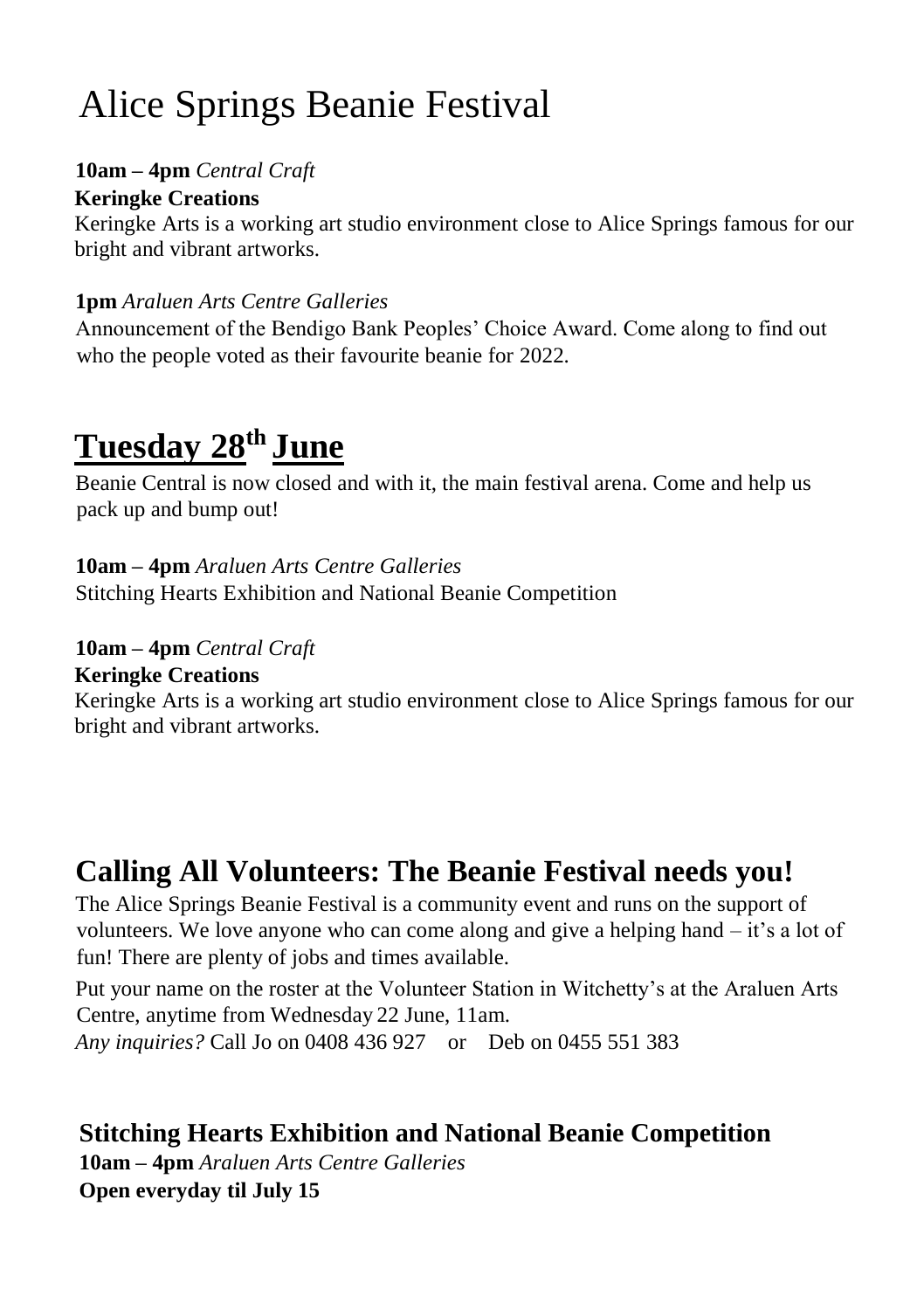# Alice Springs Beanie Festival

**10am – 4pm** *Central Craft*
**Keringke Creations**
Keringke Arts is a working art studio environment close to Alice Springs famous for our bright and vibrant artworks.

**1pm** *Araluen Arts Centre Galleries*
Announcement of the Bendigo Bank Peoples' Choice Award. Come along to find out who the people voted as their favourite beanie for 2022.

## Tuesday 28th June

Beanie Central is now closed and with it, the main festival arena. Come and help us pack up and bump out!

**10am – 4pm** *Araluen Arts Centre Galleries*
Stitching Hearts Exhibition and National Beanie Competition

**10am – 4pm** *Central Craft*
**Keringke Creations**
Keringke Arts is a working art studio environment close to Alice Springs famous for our bright and vibrant artworks.

## Calling All Volunteers: The Beanie Festival needs you!

The Alice Springs Beanie Festival is a community event and runs on the support of volunteers. We love anyone who can come along and give a helping hand – it's a lot of fun! There are plenty of jobs and times available.

Put your name on the roster at the Volunteer Station in Witchetty's at the Araluen Arts Centre, anytime from Wednesday 22 June, 11am.
*Any inquiries?* Call Jo on 0408 436 927 or Deb on 0455 551 383

### Stitching Hearts Exhibition and National Beanie Competition

**10am – 4pm** *Araluen Arts Centre Galleries*
**Open everyday til July 15**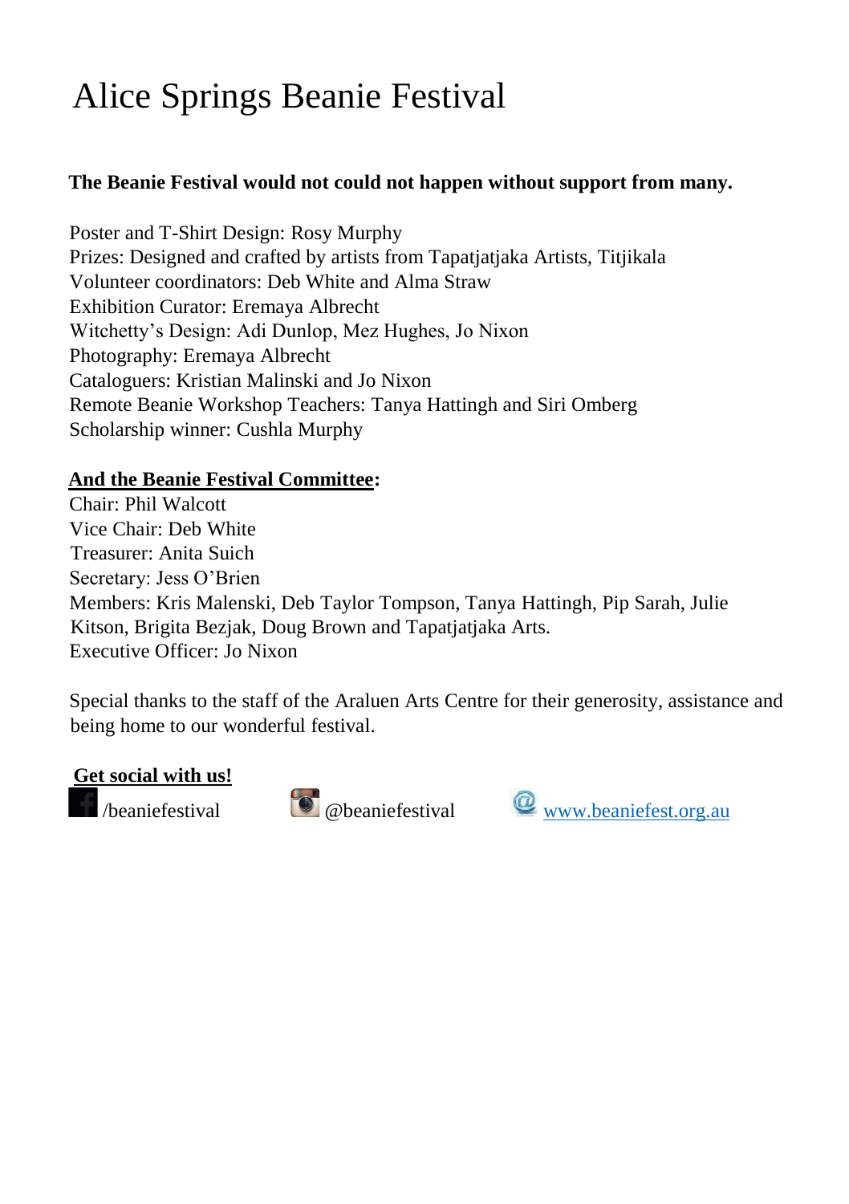# Alice Springs Beanie Festival

**The Beanie Festival would not could not happen without support from many.**

Poster and T-Shirt Design: Rosy Murphy
Prizes: Designed and crafted by artists from Tapatjatjaka Artists, Titjikala
Volunteer coordinators: Deb White and Alma Straw
Exhibition Curator: Eremaya Albrecht
Witchetty's Design: Adi Dunlop, Mez Hughes, Jo Nixon
Photography: Eremaya Albrecht
Cataloguers: Kristian Malinski and Jo Nixon
Remote Beanie Workshop Teachers: Tanya Hattingh and Siri Omberg
Scholarship winner: Cushla Murphy

**And the Beanie Festival Committee:**
Chair: Phil Walcott
Vice Chair: Deb White
Treasurer: Anita Suich
Secretary: Jess O'Brien
Members: Kris Malenski, Deb Taylor Tompson, Tanya Hattingh, Pip Sarah, Julie Kitson, Brigita Bezjak, Doug Brown and Tapatjatjaka Arts.
Executive Officer: Jo Nixon

Special thanks to the staff of the Araluen Arts Centre for their generosity, assistance and being home to our wonderful festival.

**Get social with us!**

/beaniefestival @beaniefestival www.beaniefest.org.au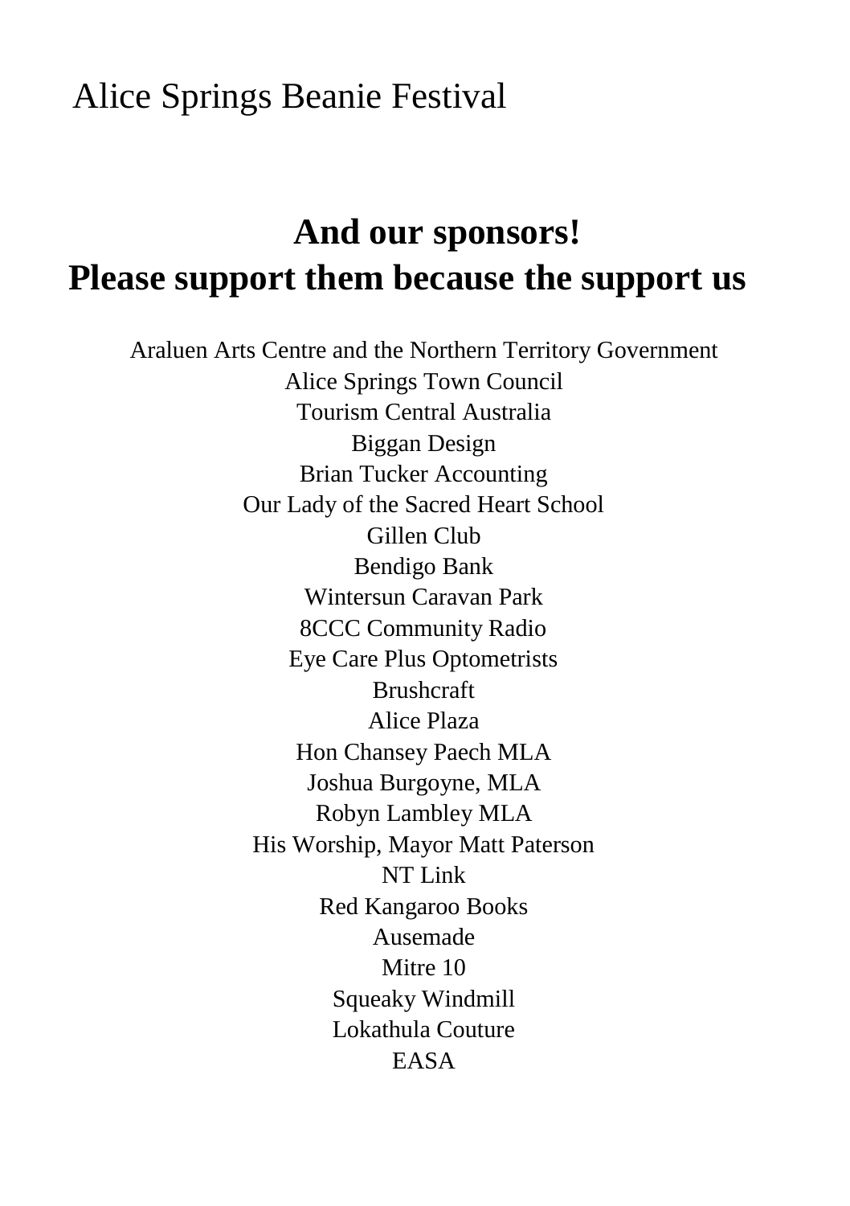Alice Springs Beanie Festival

## And our sponsors!
## Please support them because the support us

Araluen Arts Centre and the Northern Territory Government
Alice Springs Town Council
Tourism Central Australia
Biggan Design
Brian Tucker Accounting
Our Lady of the Sacred Heart School
Gillen Club
Bendigo Bank
Wintersun Caravan Park
8CCC Community Radio
Eye Care Plus Optometrists
Brushcraft
Alice Plaza
Hon Chansey Paech MLA
Joshua Burgoyne, MLA
Robyn Lambley MLA
His Worship, Mayor Matt Paterson
NT Link
Red Kangaroo Books
Ausemade
Mitre 10
Squeaky Windmill
Lokathula Couture
EASA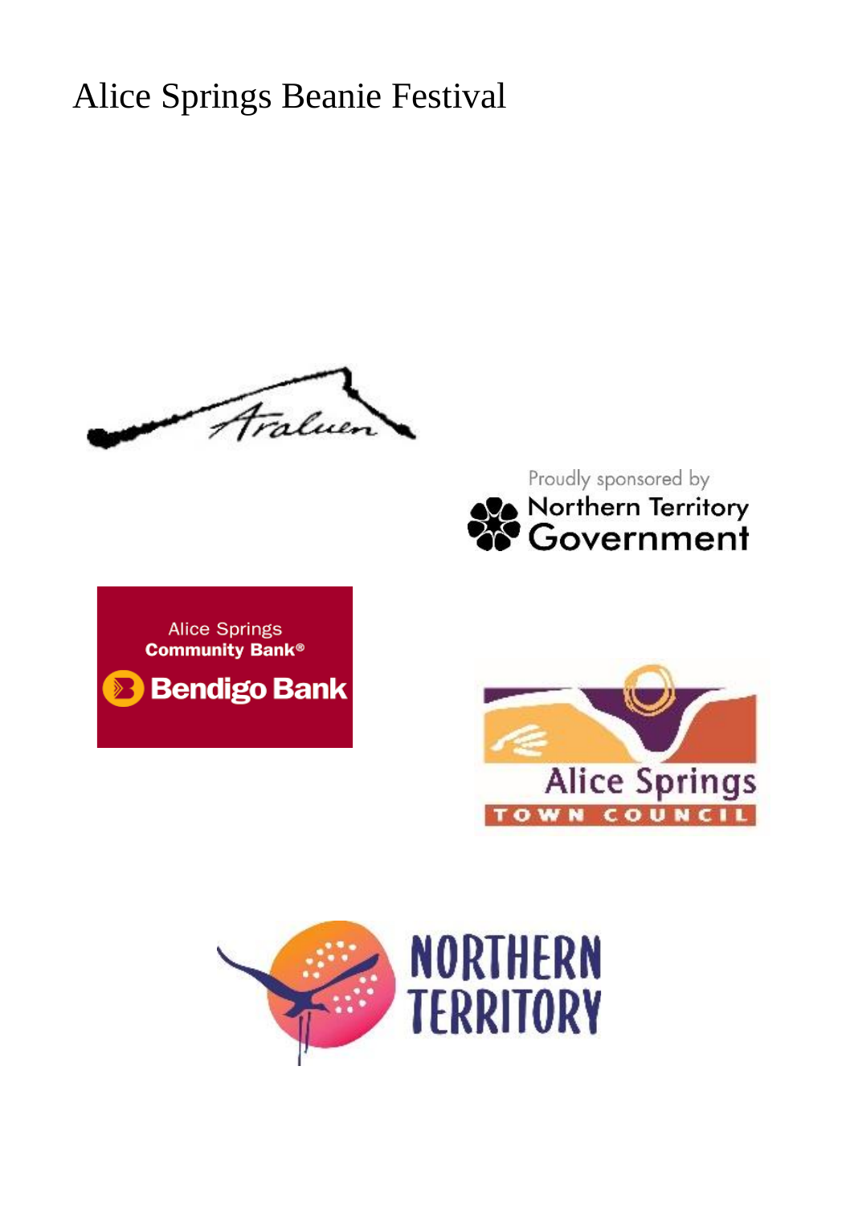Alice Springs Beanie Festival

Araluen

Proudly sponsored by
Northern Territory
Government

Alice Springs
Community Bank®
Bendigo Bank

Alice Springs
TOWN COUNCIL

NORTHERN
TERRITORY